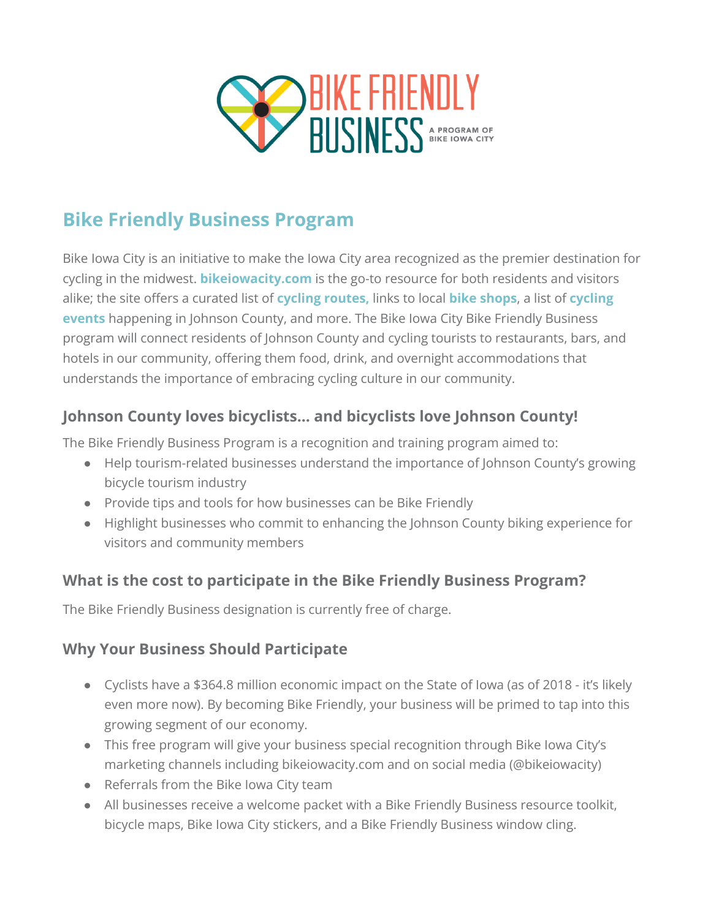BIKE FRIENDLY BUSINESS

A PROGRAM OF BIKE IOWA CITY

## Bike Friendly Business Program

Bike Iowa City is an initiative to make the Iowa City area recognized as the premier destination for cycling in the midwest. **bikeiowacity.com** is the go-to resource for both residents and visitors alike; the site offers a curated list of **cycling routes,** links to local **bike shops**, a list of **cycling events** happening in Johnson County, and more. The Bike Iowa City Bike Friendly Business program will connect residents of Johnson County and cycling tourists to restaurants, bars, and hotels in our community, offering them food, drink, and overnight accommodations that understands the importance of embracing cycling culture in our community.

### Johnson County loves bicyclists... and bicyclists love Johnson County!

The Bike Friendly Business Program is a recognition and training program aimed to:

- Help tourism-related businesses understand the importance of Johnson County's growing bicycle tourism industry
- Provide tips and tools for how businesses can be Bike Friendly
- Highlight businesses who commit to enhancing the Johnson County biking experience for visitors and community members

### What is the cost to participate in the Bike Friendly Business Program?

The Bike Friendly Business designation is currently free of charge.

### Why Your Business Should Participate

- Cyclists have a $364.8 million economic impact on the State of Iowa (as of 2018 - it's likely even more now). By becoming Bike Friendly, your business will be primed to tap into this growing segment of our economy.
- This free program will give your business special recognition through Bike Iowa City's marketing channels including bikeiowacity.com and on social media (@bikeiowacity)
- Referrals from the Bike Iowa City team
- All businesses receive a welcome packet with a Bike Friendly Business resource toolkit, bicycle maps, Bike Iowa City stickers, and a Bike Friendly Business window cling.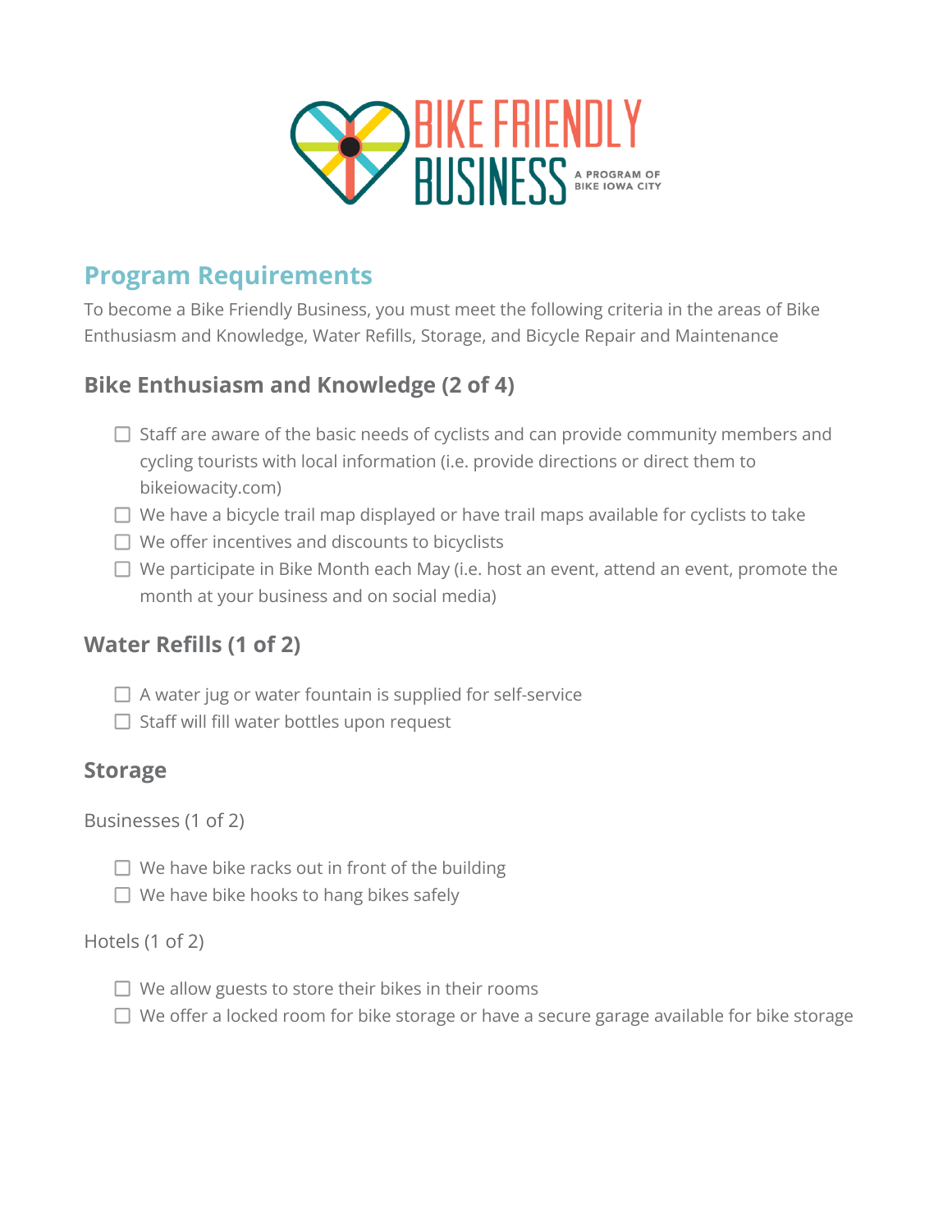BIKE FRIENDLY BUSINESS
A PROGRAM OF BIKE IOWA CITY

## Program Requirements

To become a Bike Friendly Business, you must meet the following criteria in the areas of Bike Enthusiasm and Knowledge, Water Refills, Storage, and Bicycle Repair and Maintenance

### Bike Enthusiasm and Knowledge (2 of 4)

- [ ] Staff are aware of the basic needs of cyclists and can provide community members and cycling tourists with local information (i.e. provide directions or direct them to bikeiowacity.com)
- [ ] We have a bicycle trail map displayed or have trail maps available for cyclists to take
- [ ] We offer incentives and discounts to bicyclists
- [ ] We participate in Bike Month each May (i.e. host an event, attend an event, promote the month at your business and on social media)

### Water Refills (1 of 2)

- [ ] A water jug or water fountain is supplied for self-service
- [ ] Staff will fill water bottles upon request

### Storage

Businesses (1 of 2)

- [ ] We have bike racks out in front of the building
- [ ] We have bike hooks to hang bikes safely

Hotels (1 of 2)

- [ ] We allow guests to store their bikes in their rooms
- [ ] We offer a locked room for bike storage or have a secure garage available for bike storage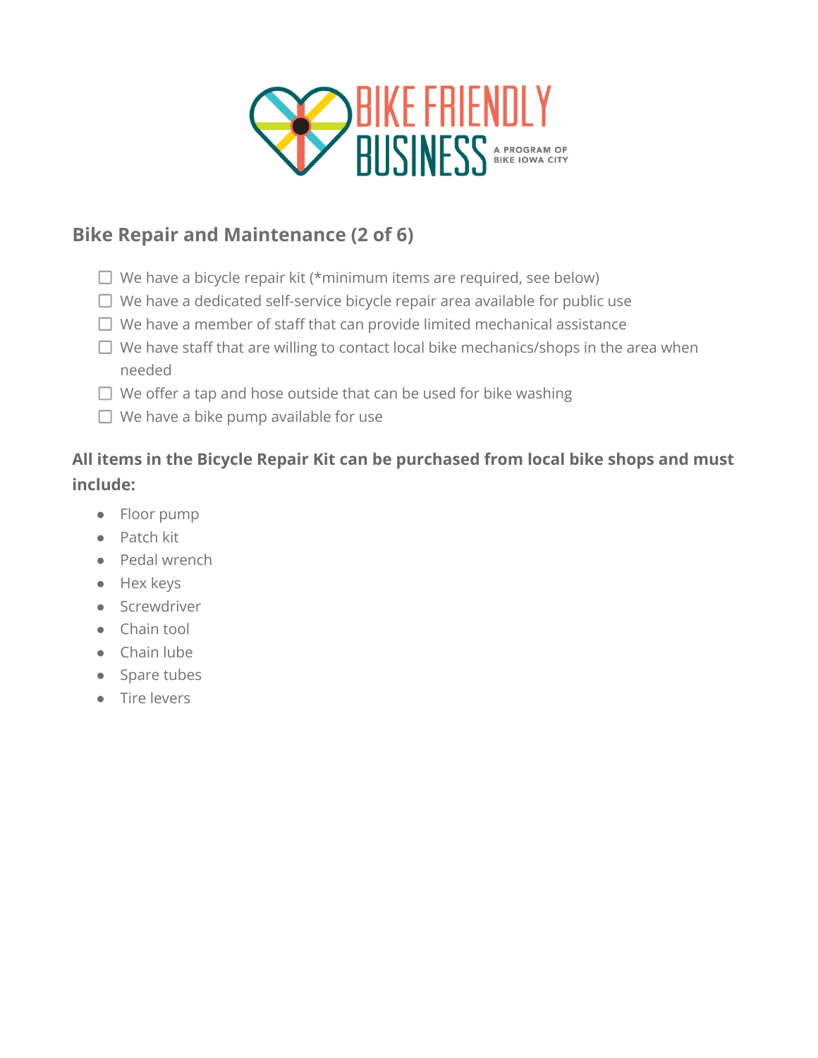BIKE FRIENDLY BUSINESS

A PROGRAM OF BIKE IOWA CITY

## Bike Repair and Maintenance (2 of 6)

- [ ] We have a bicycle repair kit (*minimum items are required, see below)
- [ ] We have a dedicated self-service bicycle repair area available for public use
- [ ] We have a member of staff that can provide limited mechanical assistance
- [ ] We have staff that are willing to contact local bike mechanics/shops in the area when needed
- [ ] We offer a tap and hose outside that can be used for bike washing
- [ ] We have a bike pump available for use

**All items in the Bicycle Repair Kit can be purchased from local bike shops and must include:**

- Floor pump
- Patch kit
- Pedal wrench
- Hex keys
- Screwdriver
- Chain tool
- Chain lube
- Spare tubes
- Tire levers